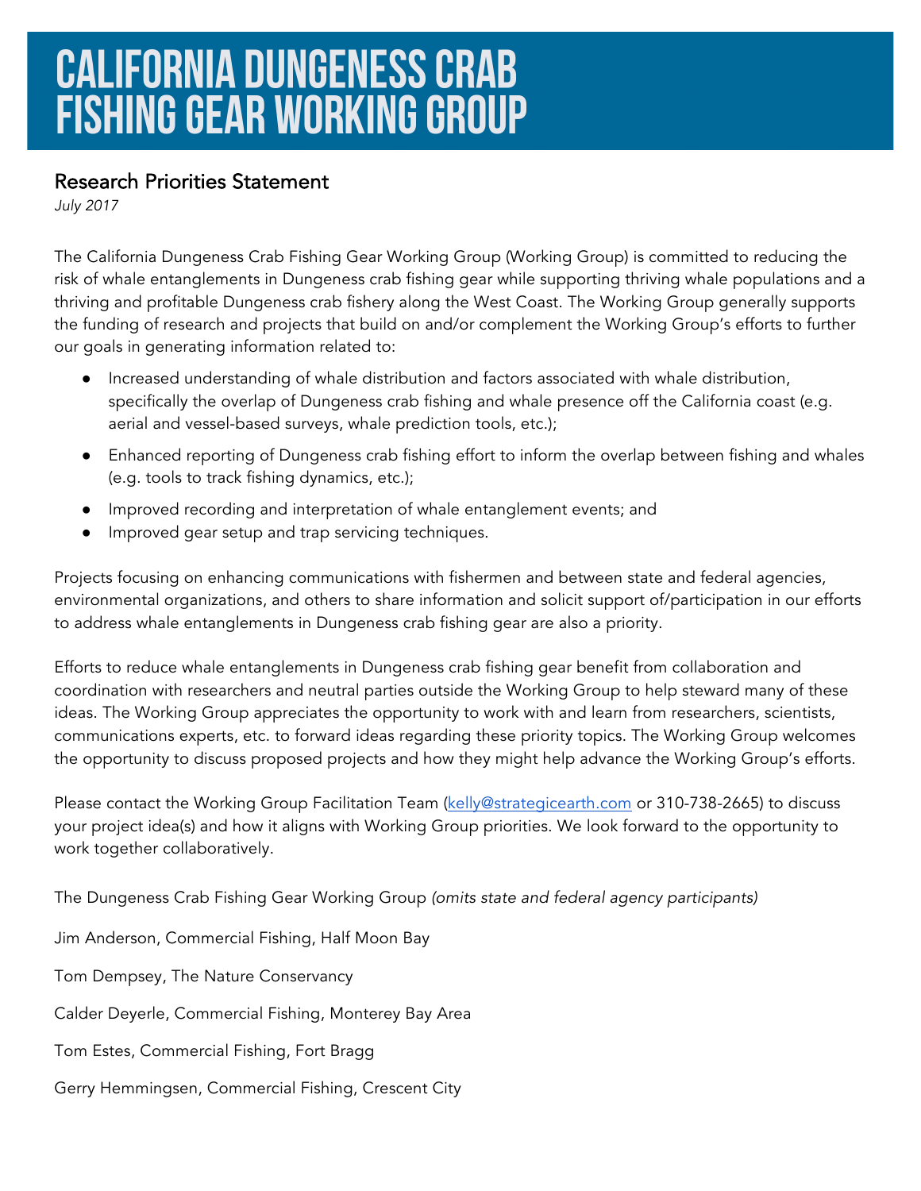# California Dungeness Crab Fishing Gear Working Group

## Research Priorities Statement

*July 2017*

The California Dungeness Crab Fishing Gear Working Group (Working Group) is committed to reducing the risk of whale entanglements in Dungeness crab fishing gear while supporting thriving whale populations and a thriving and profitable Dungeness crab fishery along the West Coast. The Working Group generally supports the funding of research and projects that build on and/or complement the Working Group's efforts to further our goals in generating information related to:

- Increased understanding of whale distribution and factors associated with whale distribution, specifically the overlap of Dungeness crab fishing and whale presence off the California coast (e.g. aerial and vessel-based surveys, whale prediction tools, etc.);
- Enhanced reporting of Dungeness crab fishing effort to inform the overlap between fishing and whales (e.g. tools to track fishing dynamics, etc.);
- Improved recording and interpretation of whale entanglement events; and
- Improved gear setup and trap servicing techniques.

Projects focusing on enhancing communications with fishermen and between state and federal agencies, environmental organizations, and others to share information and solicit support of/participation in our efforts to address whale entanglements in Dungeness crab fishing gear are also a priority.

Efforts to reduce whale entanglements in Dungeness crab fishing gear benefit from collaboration and coordination with researchers and neutral parties outside the Working Group to help steward many of these ideas. The Working Group appreciates the opportunity to work with and learn from researchers, scientists, communications experts, etc. to forward ideas regarding these priority topics. The Working Group welcomes the opportunity to discuss proposed projects and how they might help advance the Working Group's efforts.

Please contact the Working Group Facilitation Team ([kelly@strategicearth.com](mailto:kelly@strategicearth.com) or 310-738-2665) to discuss your project idea(s) and how it aligns with Working Group priorities. We look forward to the opportunity to work together collaboratively.

The Dungeness Crab Fishing Gear Working Group *(omits state and federal agency participants)*

Jim Anderson, Commercial Fishing, Half Moon Bay

Tom Dempsey, The Nature Conservancy

Calder Deyerle, Commercial Fishing, Monterey Bay Area

Tom Estes, Commercial Fishing, Fort Bragg

Gerry Hemmingsen, Commercial Fishing, Crescent City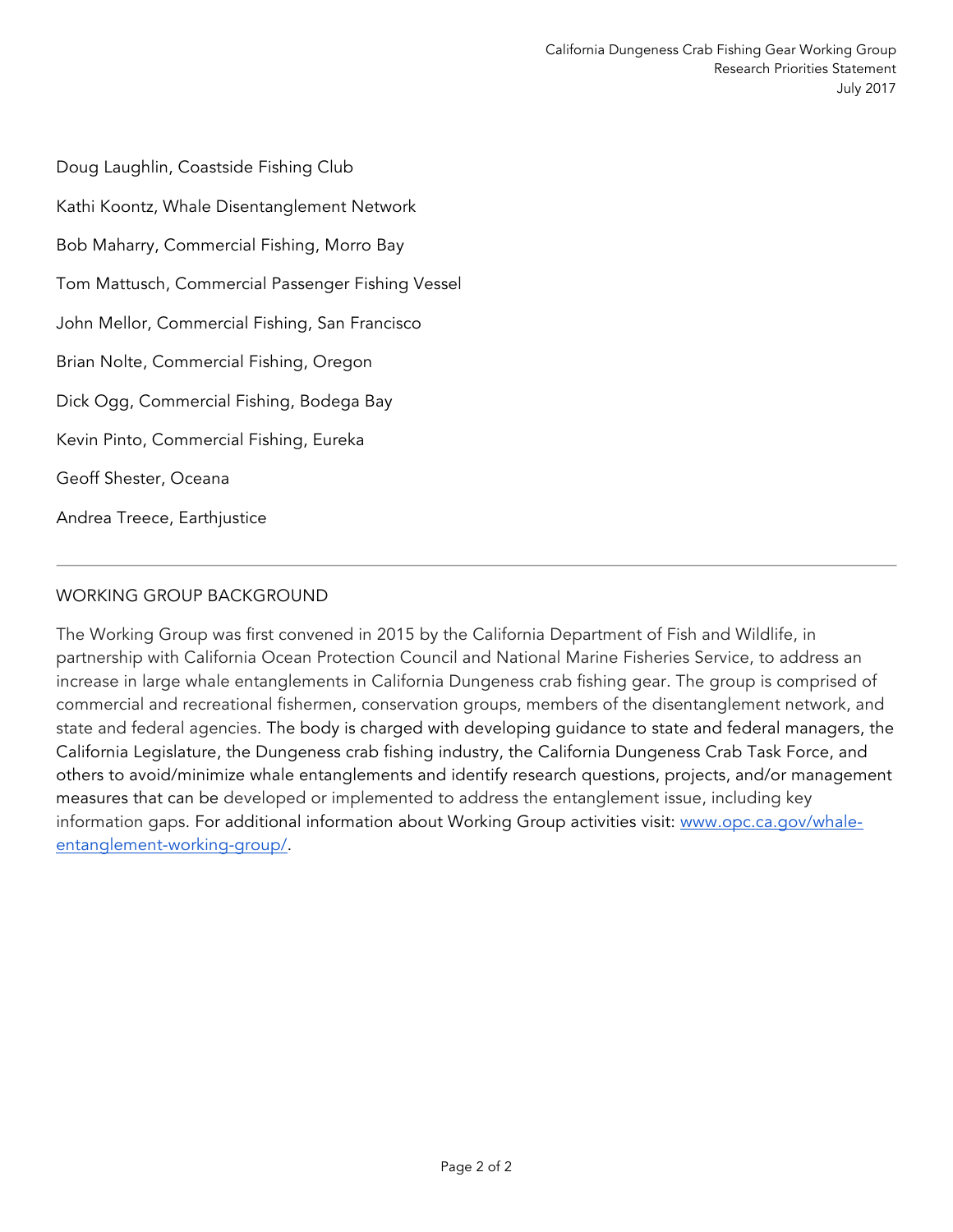Doug Laughlin, Coastside Fishing Club

Kathi Koontz, Whale Disentanglement Network

Bob Maharry, Commercial Fishing, Morro Bay

Tom Mattusch, Commercial Passenger Fishing Vessel

John Mellor, Commercial Fishing, San Francisco

Brian Nolte, Commercial Fishing, Oregon

Dick Ogg, Commercial Fishing, Bodega Bay

Kevin Pinto, Commercial Fishing, Eureka

Geoff Shester, Oceana

Andrea Treece, Earthjustice

---

## WORKING GROUP BACKGROUND

The Working Group was first convened in 2015 by the California Department of Fish and Wildlife, in partnership with California Ocean Protection Council and National Marine Fisheries Service, to address an increase in large whale entanglements in California Dungeness crab fishing gear. The group is comprised of commercial and recreational fishermen, conservation groups, members of the disentanglement network, and state and federal agencies. The body is charged with developing guidance to state and federal managers, the California Legislature, the Dungeness crab fishing industry, the California Dungeness Crab Task Force, and others to avoid/minimize whale entanglements and identify research questions, projects, and/or management measures that can be developed or implemented to address the entanglement issue, including key information gaps. For additional information about Working Group activities visit: [www.opc.ca.gov/whale-entanglement-working-group/](http://www.opc.ca.gov/whale-entanglement-working-group/).